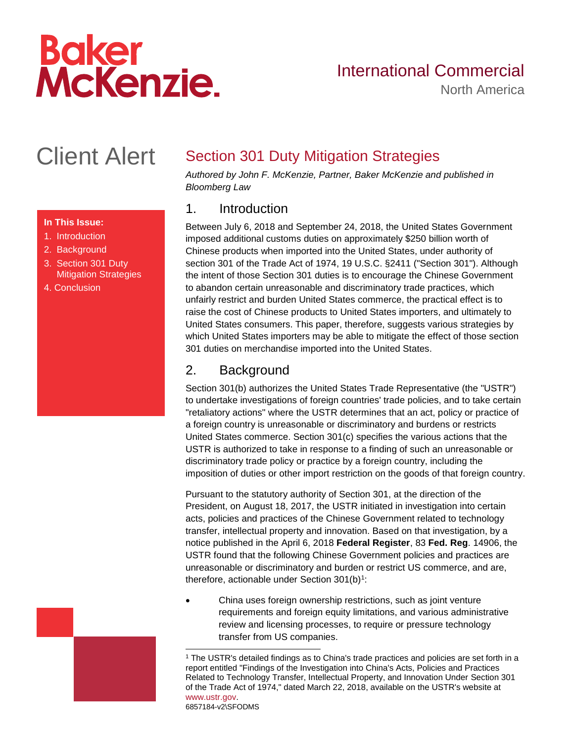Baker McKenzie.

International Commercial
North America

# Client Alert

**In This Issue:**

1. Introduction
2. Background
3. Section 301 Duty Mitigation Strategies
4. Conclusion

## Section 301 Duty Mitigation Strategies

*Authored by John F. McKenzie, Partner, Baker McKenzie and published in Bloomberg Law*

### 1. Introduction

Between July 6, 2018 and September 24, 2018, the United States Government imposed additional customs duties on approximately $250 billion worth of Chinese products when imported into the United States, under authority of section 301 of the Trade Act of 1974, 19 U.S.C. §2411 ("Section 301"). Although the intent of those Section 301 duties is to encourage the Chinese Government to abandon certain unreasonable and discriminatory trade practices, which unfairly restrict and burden United States commerce, the practical effect is to raise the cost of Chinese products to United States importers, and ultimately to United States consumers. This paper, therefore, suggests various strategies by which United States importers may be able to mitigate the effect of those section 301 duties on merchandise imported into the United States.

### 2. Background

Section 301(b) authorizes the United States Trade Representative (the "USTR") to undertake investigations of foreign countries' trade policies, and to take certain "retaliatory actions" where the USTR determines that an act, policy or practice of a foreign country is unreasonable or discriminatory and burdens or restricts United States commerce. Section 301(c) specifies the various actions that the USTR is authorized to take in response to a finding of such an unreasonable or discriminatory trade policy or practice by a foreign country, including the imposition of duties or other import restriction on the goods of that foreign country.

Pursuant to the statutory authority of Section 301, at the direction of the President, on August 18, 2017, the USTR initiated in investigation into certain acts, policies and practices of the Chinese Government related to technology transfer, intellectual property and innovation. Based on that investigation, by a notice published in the April 6, 2018 **Federal Register**, 83 **Fed. Reg**. 14906, the USTR found that the following Chinese Government policies and practices are unreasonable or discriminatory and burden or restrict US commerce, and are, therefore, actionable under Section 301(b)[1]:

- China uses foreign ownership restrictions, such as joint venture requirements and foreign equity limitations, and various administrative review and licensing processes, to require or pressure technology transfer from US companies.

[1] The USTR's detailed findings as to China's trade practices and policies are set forth in a report entitled "Findings of the Investigation into China's Acts, Policies and Practices Related to Technology Transfer, Intellectual Property, and Innovation Under Section 301 of the Trade Act of 1974," dated March 22, 2018, available on the USTR's website at www.ustr.gov.

6857184-v2\SFODMS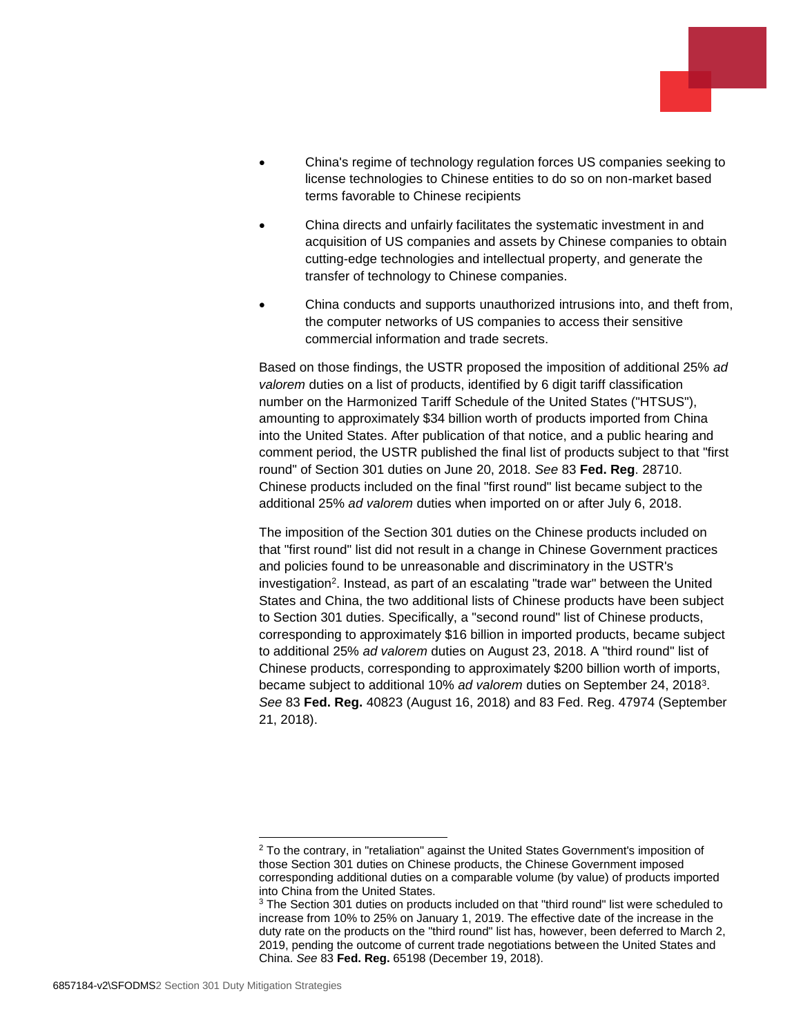- China's regime of technology regulation forces US companies seeking to license technologies to Chinese entities to do so on non-market based terms favorable to Chinese recipients
- China directs and unfairly facilitates the systematic investment in and acquisition of US companies and assets by Chinese companies to obtain cutting-edge technologies and intellectual property, and generate the transfer of technology to Chinese companies.
- China conducts and supports unauthorized intrusions into, and theft from, the computer networks of US companies to access their sensitive commercial information and trade secrets.

Based on those findings, the USTR proposed the imposition of additional 25% *ad valorem* duties on a list of products, identified by 6 digit tariff classification number on the Harmonized Tariff Schedule of the United States ("HTSUS"), amounting to approximately $34 billion worth of products imported from China into the United States. After publication of that notice, and a public hearing and comment period, the USTR published the final list of products subject to that "first round" of Section 301 duties on June 20, 2018. *See* 83 **Fed. Reg**. 28710. Chinese products included on the final "first round" list became subject to the additional 25% *ad valorem* duties when imported on or after July 6, 2018.

The imposition of the Section 301 duties on the Chinese products included on that "first round" list did not result in a change in Chinese Government practices and policies found to be unreasonable and discriminatory in the USTR's investigation[2]. Instead, as part of an escalating "trade war" between the United States and China, the two additional lists of Chinese products have been subject to Section 301 duties. Specifically, a "second round" list of Chinese products, corresponding to approximately $16 billion in imported products, became subject to additional 25% *ad valorem* duties on August 23, 2018. A "third round" list of Chinese products, corresponding to approximately $200 billion worth of imports, became subject to additional 10% *ad valorem* duties on September 24, 2018[3]. *See* 83 **Fed. Reg.** 40823 (August 16, 2018) and 83 Fed. Reg. 47974 (September 21, 2018).

[2] To the contrary, in "retaliation" against the United States Government's imposition of those Section 301 duties on Chinese products, the Chinese Government imposed corresponding additional duties on a comparable volume (by value) of products imported into China from the United States.

[3] The Section 301 duties on products included on that "third round" list were scheduled to increase from 10% to 25% on January 1, 2019. The effective date of the increase in the duty rate on the products on the "third round" list has, however, been deferred to March 2, 2019, pending the outcome of current trade negotiations between the United States and China. *See* 83 **Fed. Reg.** 65198 (December 19, 2018).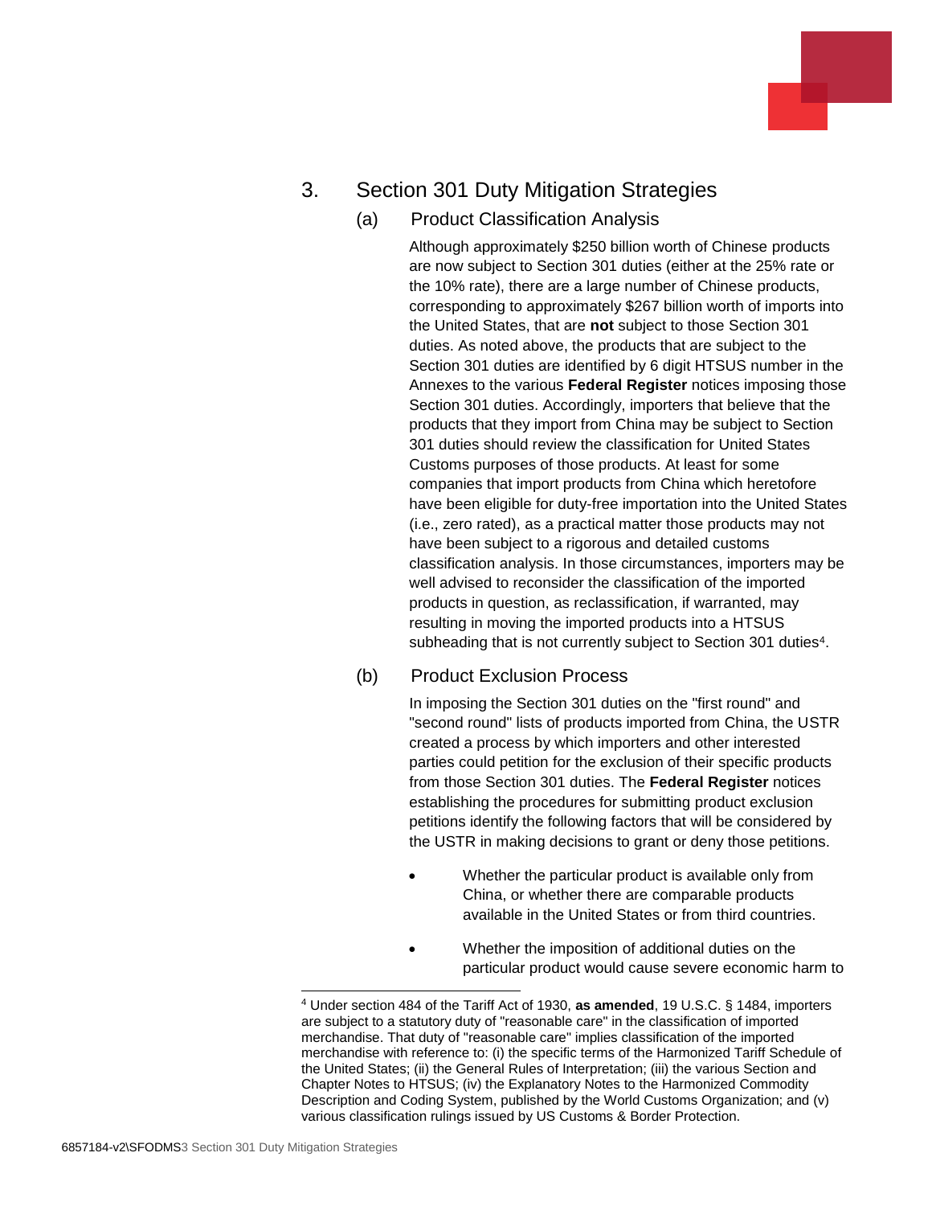## 3. Section 301 Duty Mitigation Strategies

### (a) Product Classification Analysis

Although approximately $250 billion worth of Chinese products are now subject to Section 301 duties (either at the 25% rate or the 10% rate), there are a large number of Chinese products, corresponding to approximately $267 billion worth of imports into the United States, that are **not** subject to those Section 301 duties. As noted above, the products that are subject to the Section 301 duties are identified by 6 digit HTSUS number in the Annexes to the various **Federal Register** notices imposing those Section 301 duties. Accordingly, importers that believe that the products that they import from China may be subject to Section 301 duties should review the classification for United States Customs purposes of those products. At least for some companies that import products from China which heretofore have been eligible for duty-free importation into the United States (i.e., zero rated), as a practical matter those products may not have been subject to a rigorous and detailed customs classification analysis. In those circumstances, importers may be well advised to reconsider the classification of the imported products in question, as reclassification, if warranted, may resulting in moving the imported products into a HTSUS subheading that is not currently subject to Section 301 duties[4].

### (b) Product Exclusion Process

In imposing the Section 301 duties on the "first round" and "second round" lists of products imported from China, the USTR created a process by which importers and other interested parties could petition for the exclusion of their specific products from those Section 301 duties. The **Federal Register** notices establishing the procedures for submitting product exclusion petitions identify the following factors that will be considered by the USTR in making decisions to grant or deny those petitions.

- Whether the particular product is available only from China, or whether there are comparable products available in the United States or from third countries.
- Whether the imposition of additional duties on the particular product would cause severe economic harm to

[4] Under section 484 of the Tariff Act of 1930, **as amended**, 19 U.S.C. § 1484, importers are subject to a statutory duty of "reasonable care" in the classification of imported merchandise. That duty of "reasonable care" implies classification of the imported merchandise with reference to: (i) the specific terms of the Harmonized Tariff Schedule of the United States; (ii) the General Rules of Interpretation; (iii) the various Section and Chapter Notes to HTSUS; (iv) the Explanatory Notes to the Harmonized Commodity Description and Coding System, published by the World Customs Organization; and (v) various classification rulings issued by US Customs & Border Protection.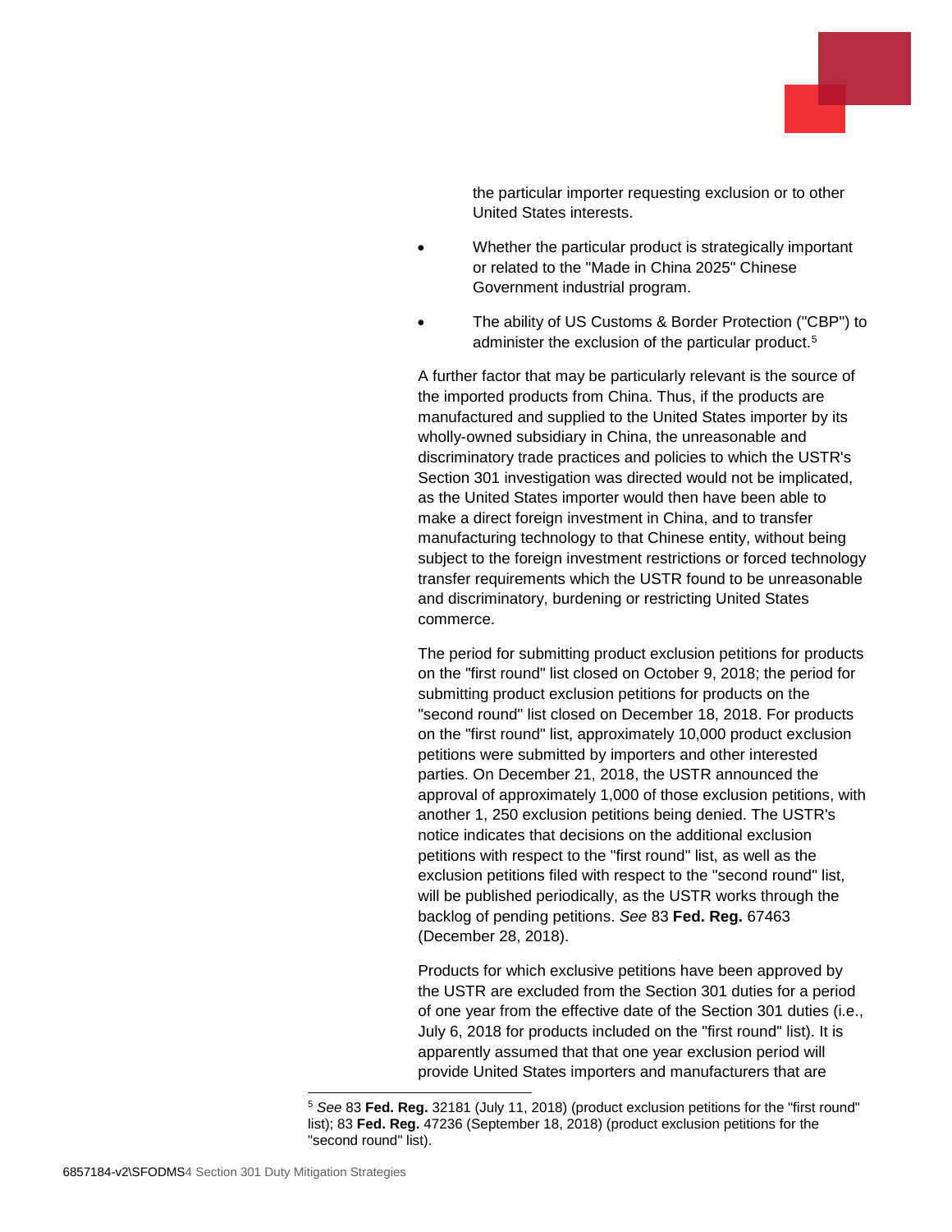the particular importer requesting exclusion or to other United States interests.

- Whether the particular product is strategically important or related to the "Made in China 2025" Chinese Government industrial program.
- The ability of US Customs & Border Protection ("CBP") to administer the exclusion of the particular product.[5]

A further factor that may be particularly relevant is the source of the imported products from China. Thus, if the products are manufactured and supplied to the United States importer by its wholly-owned subsidiary in China, the unreasonable and discriminatory trade practices and policies to which the USTR's Section 301 investigation was directed would not be implicated, as the United States importer would then have been able to make a direct foreign investment in China, and to transfer manufacturing technology to that Chinese entity, without being subject to the foreign investment restrictions or forced technology transfer requirements which the USTR found to be unreasonable and discriminatory, burdening or restricting United States commerce.

The period for submitting product exclusion petitions for products on the "first round" list closed on October 9, 2018; the period for submitting product exclusion petitions for products on the "second round" list closed on December 18, 2018. For products on the "first round" list, approximately 10,000 product exclusion petitions were submitted by importers and other interested parties. On December 21, 2018, the USTR announced the approval of approximately 1,000 of those exclusion petitions, with another 1, 250 exclusion petitions being denied. The USTR's notice indicates that decisions on the additional exclusion petitions with respect to the "first round" list, as well as the exclusion petitions filed with respect to the "second round" list, will be published periodically, as the USTR works through the backlog of pending petitions. *See* 83 **Fed. Reg.** 67463 (December 28, 2018).

Products for which exclusive petitions have been approved by the USTR are excluded from the Section 301 duties for a period of one year from the effective date of the Section 301 duties (i.e., July 6, 2018 for products included on the "first round" list). It is apparently assumed that that one year exclusion period will provide United States importers and manufacturers that are

[5] *See* 83 **Fed. Reg.** 32181 (July 11, 2018) (product exclusion petitions for the "first round" list); 83 **Fed. Reg.** 47236 (September 18, 2018) (product exclusion petitions for the "second round" list).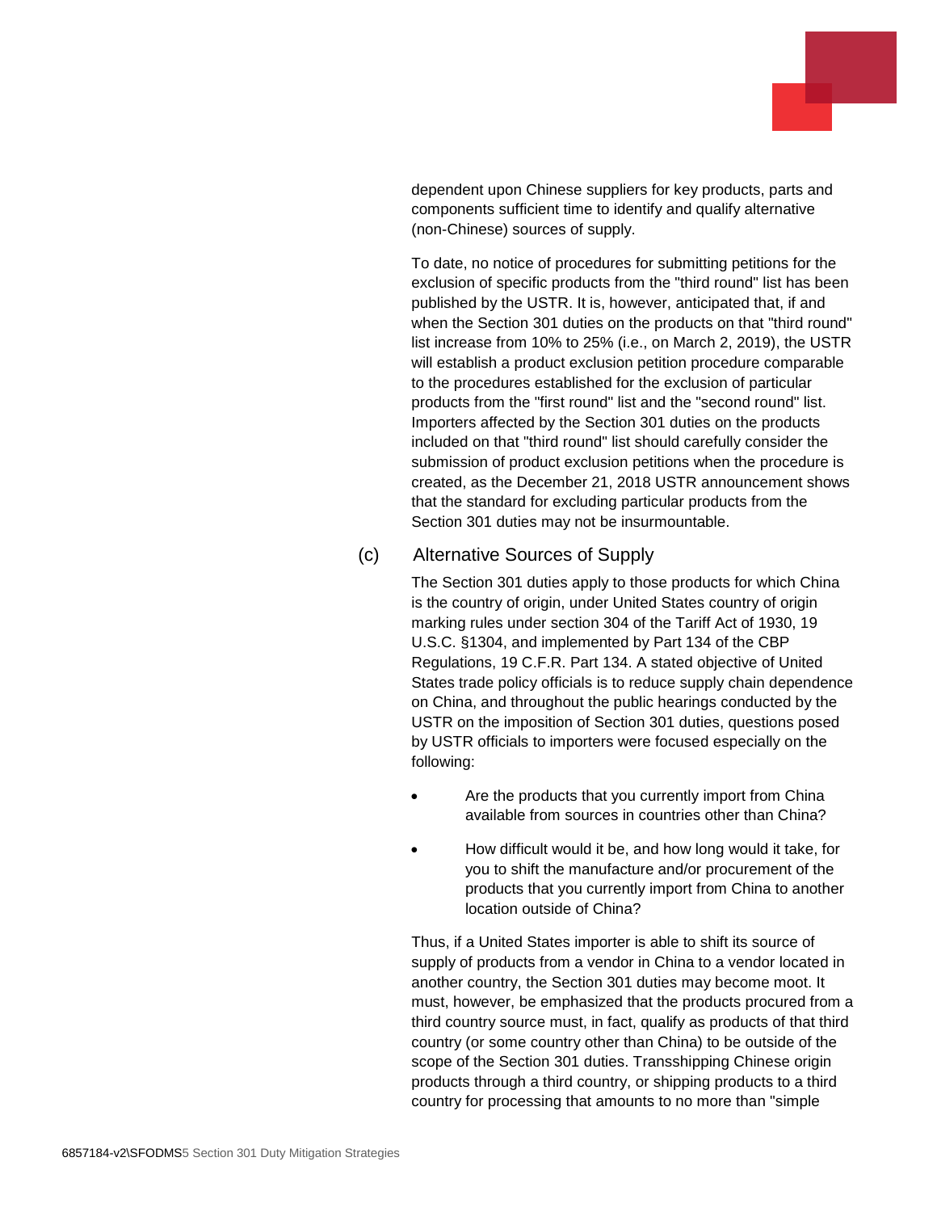dependent upon Chinese suppliers for key products, parts and components sufficient time to identify and qualify alternative (non-Chinese) sources of supply.

To date, no notice of procedures for submitting petitions for the exclusion of specific products from the "third round" list has been published by the USTR. It is, however, anticipated that, if and when the Section 301 duties on the products on that "third round" list increase from 10% to 25% (i.e., on March 2, 2019), the USTR will establish a product exclusion petition procedure comparable to the procedures established for the exclusion of particular products from the "first round" list and the "second round" list. Importers affected by the Section 301 duties on the products included on that "third round" list should carefully consider the submission of product exclusion petitions when the procedure is created, as the December 21, 2018 USTR announcement shows that the standard for excluding particular products from the Section 301 duties may not be insurmountable.

### (c) Alternative Sources of Supply

The Section 301 duties apply to those products for which China is the country of origin, under United States country of origin marking rules under section 304 of the Tariff Act of 1930, 19 U.S.C. §1304, and implemented by Part 134 of the CBP Regulations, 19 C.F.R. Part 134. A stated objective of United States trade policy officials is to reduce supply chain dependence on China, and throughout the public hearings conducted by the USTR on the imposition of Section 301 duties, questions posed by USTR officials to importers were focused especially on the following:

- Are the products that you currently import from China available from sources in countries other than China?
- How difficult would it be, and how long would it take, for you to shift the manufacture and/or procurement of the products that you currently import from China to another location outside of China?

Thus, if a United States importer is able to shift its source of supply of products from a vendor in China to a vendor located in another country, the Section 301 duties may become moot. It must, however, be emphasized that the products procured from a third country source must, in fact, qualify as products of that third country (or some country other than China) to be outside of the scope of the Section 301 duties. Transshipping Chinese origin products through a third country, or shipping products to a third country for processing that amounts to no more than "simple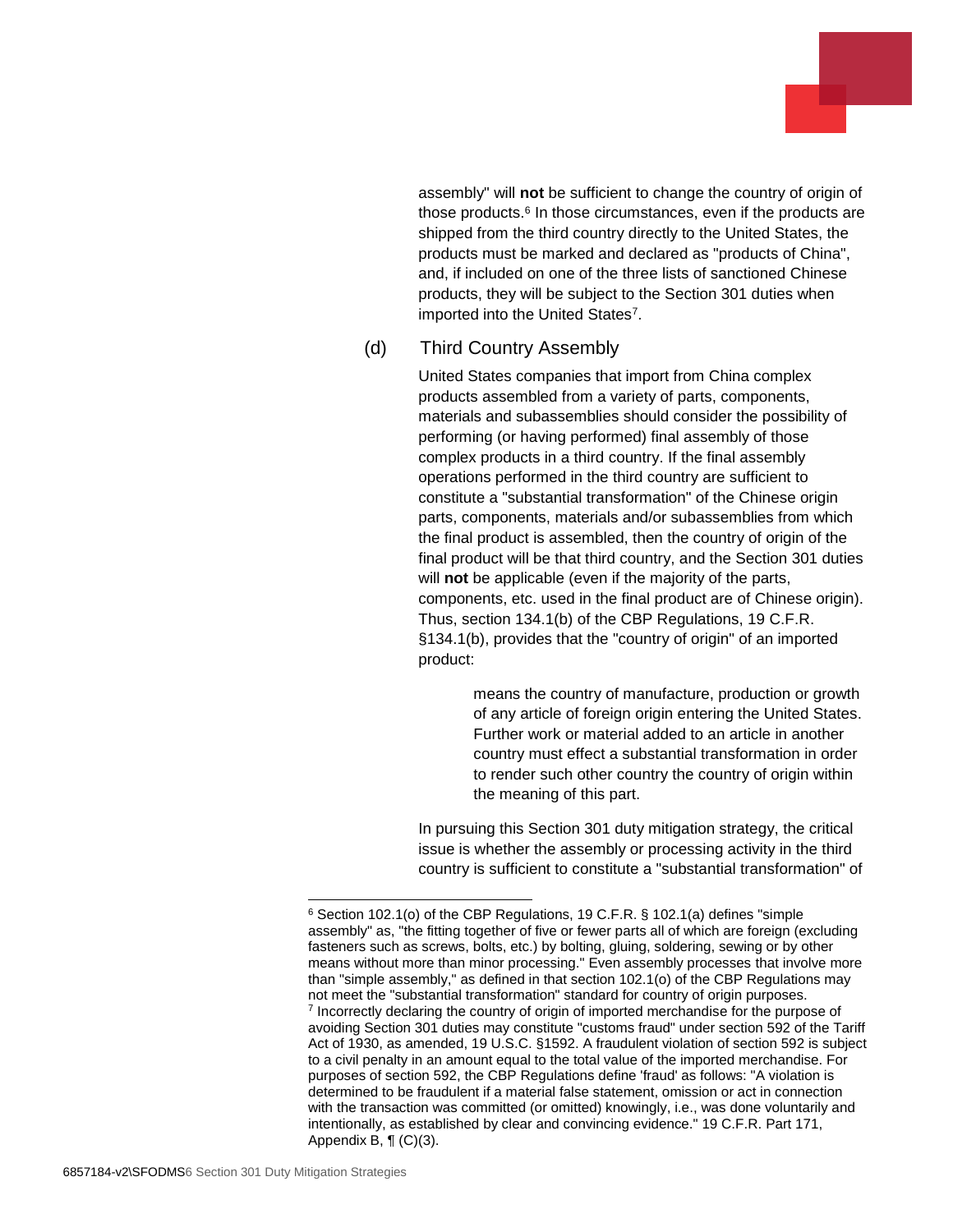assembly" will **not** be sufficient to change the country of origin of those products.[6] In those circumstances, even if the products are shipped from the third country directly to the United States, the products must be marked and declared as "products of China", and, if included on one of the three lists of sanctioned Chinese products, they will be subject to the Section 301 duties when imported into the United States[7].

(d) Third Country Assembly

United States companies that import from China complex products assembled from a variety of parts, components, materials and subassemblies should consider the possibility of performing (or having performed) final assembly of those complex products in a third country. If the final assembly operations performed in the third country are sufficient to constitute a "substantial transformation" of the Chinese origin parts, components, materials and/or subassemblies from which the final product is assembled, then the country of origin of the final product will be that third country, and the Section 301 duties will **not** be applicable (even if the majority of the parts, components, etc. used in the final product are of Chinese origin). Thus, section 134.1(b) of the CBP Regulations, 19 C.F.R. §134.1(b), provides that the "country of origin" of an imported product:

> means the country of manufacture, production or growth of any article of foreign origin entering the United States. Further work or material added to an article in another country must effect a substantial transformation in order to render such other country the country of origin within the meaning of this part.

In pursuing this Section 301 duty mitigation strategy, the critical issue is whether the assembly or processing activity in the third country is sufficient to constitute a "substantial transformation" of

---

[6] Section 102.1(o) of the CBP Regulations, 19 C.F.R. § 102.1(a) defines "simple assembly" as, "the fitting together of five or fewer parts all of which are foreign (excluding fasteners such as screws, bolts, etc.) by bolting, gluing, soldering, sewing or by other means without more than minor processing." Even assembly processes that involve more than "simple assembly," as defined in that section 102.1(o) of the CBP Regulations may not meet the "substantial transformation" standard for country of origin purposes.

[7] Incorrectly declaring the country of origin of imported merchandise for the purpose of avoiding Section 301 duties may constitute "customs fraud" under section 592 of the Tariff Act of 1930, as amended, 19 U.S.C. §1592. A fraudulent violation of section 592 is subject to a civil penalty in an amount equal to the total value of the imported merchandise. For purposes of section 592, the CBP Regulations define 'fraud' as follows: "A violation is determined to be fraudulent if a material false statement, omission or act in connection with the transaction was committed (or omitted) knowingly, i.e., was done voluntarily and intentionally, as established by clear and convincing evidence." 19 C.F.R. Part 171, Appendix B, ¶ (C)(3).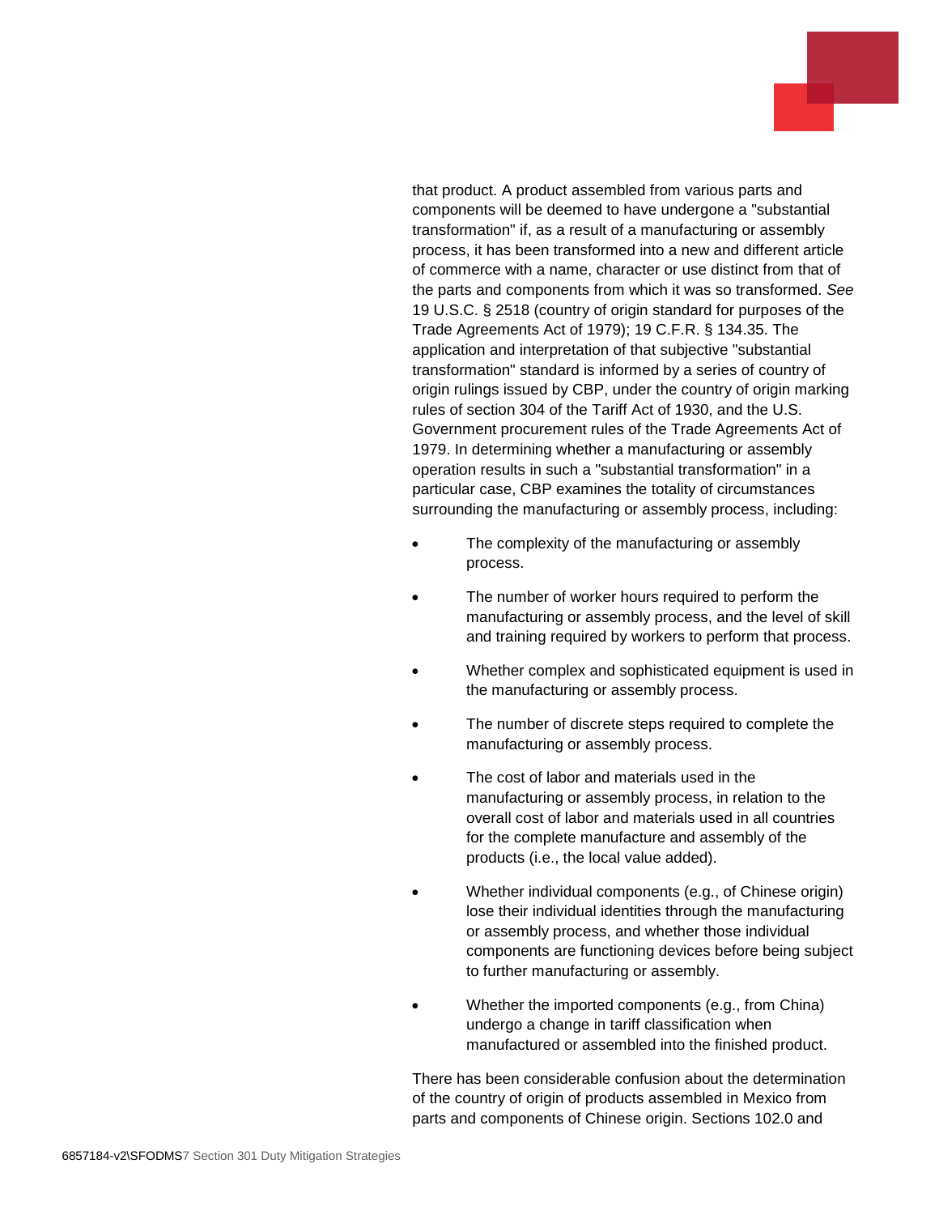that product. A product assembled from various parts and components will be deemed to have undergone a "substantial transformation" if, as a result of a manufacturing or assembly process, it has been transformed into a new and different article of commerce with a name, character or use distinct from that of the parts and components from which it was so transformed. *See* 19 U.S.C. § 2518 (country of origin standard for purposes of the Trade Agreements Act of 1979); 19 C.F.R. § 134.35. The application and interpretation of that subjective "substantial transformation" standard is informed by a series of country of origin rulings issued by CBP, under the country of origin marking rules of section 304 of the Tariff Act of 1930, and the U.S. Government procurement rules of the Trade Agreements Act of 1979. In determining whether a manufacturing or assembly operation results in such a "substantial transformation" in a particular case, CBP examines the totality of circumstances surrounding the manufacturing or assembly process, including:

- The complexity of the manufacturing or assembly process.
- The number of worker hours required to perform the manufacturing or assembly process, and the level of skill and training required by workers to perform that process.
- Whether complex and sophisticated equipment is used in the manufacturing or assembly process.
- The number of discrete steps required to complete the manufacturing or assembly process.
- The cost of labor and materials used in the manufacturing or assembly process, in relation to the overall cost of labor and materials used in all countries for the complete manufacture and assembly of the products (i.e., the local value added).
- Whether individual components (e.g., of Chinese origin) lose their individual identities through the manufacturing or assembly process, and whether those individual components are functioning devices before being subject to further manufacturing or assembly.
- Whether the imported components (e.g., from China) undergo a change in tariff classification when manufactured or assembled into the finished product.

There has been considerable confusion about the determination of the country of origin of products assembled in Mexico from parts and components of Chinese origin. Sections 102.0 and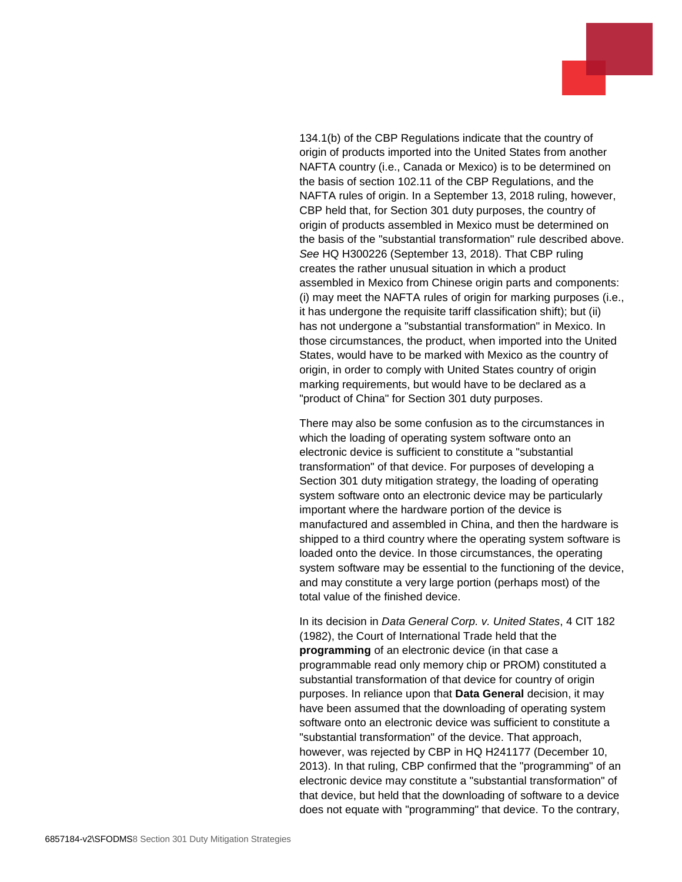134.1(b) of the CBP Regulations indicate that the country of origin of products imported into the United States from another NAFTA country (i.e., Canada or Mexico) is to be determined on the basis of section 102.11 of the CBP Regulations, and the NAFTA rules of origin. In a September 13, 2018 ruling, however, CBP held that, for Section 301 duty purposes, the country of origin of products assembled in Mexico must be determined on the basis of the "substantial transformation" rule described above. *See* HQ H300226 (September 13, 2018). That CBP ruling creates the rather unusual situation in which a product assembled in Mexico from Chinese origin parts and components: (i) may meet the NAFTA rules of origin for marking purposes (i.e., it has undergone the requisite tariff classification shift); but (ii) has not undergone a "substantial transformation" in Mexico. In those circumstances, the product, when imported into the United States, would have to be marked with Mexico as the country of origin, in order to comply with United States country of origin marking requirements, but would have to be declared as a "product of China" for Section 301 duty purposes.

There may also be some confusion as to the circumstances in which the loading of operating system software onto an electronic device is sufficient to constitute a "substantial transformation" of that device. For purposes of developing a Section 301 duty mitigation strategy, the loading of operating system software onto an electronic device may be particularly important where the hardware portion of the device is manufactured and assembled in China, and then the hardware is shipped to a third country where the operating system software is loaded onto the device. In those circumstances, the operating system software may be essential to the functioning of the device, and may constitute a very large portion (perhaps most) of the total value of the finished device.

In its decision in *Data General Corp. v. United States*, 4 CIT 182 (1982), the Court of International Trade held that the **programming** of an electronic device (in that case a programmable read only memory chip or PROM) constituted a substantial transformation of that device for country of origin purposes. In reliance upon that **Data General** decision, it may have been assumed that the downloading of operating system software onto an electronic device was sufficient to constitute a "substantial transformation" of the device. That approach, however, was rejected by CBP in HQ H241177 (December 10, 2013). In that ruling, CBP confirmed that the "programming" of an electronic device may constitute a "substantial transformation" of that device, but held that the downloading of software to a device does not equate with "programming" that device. To the contrary,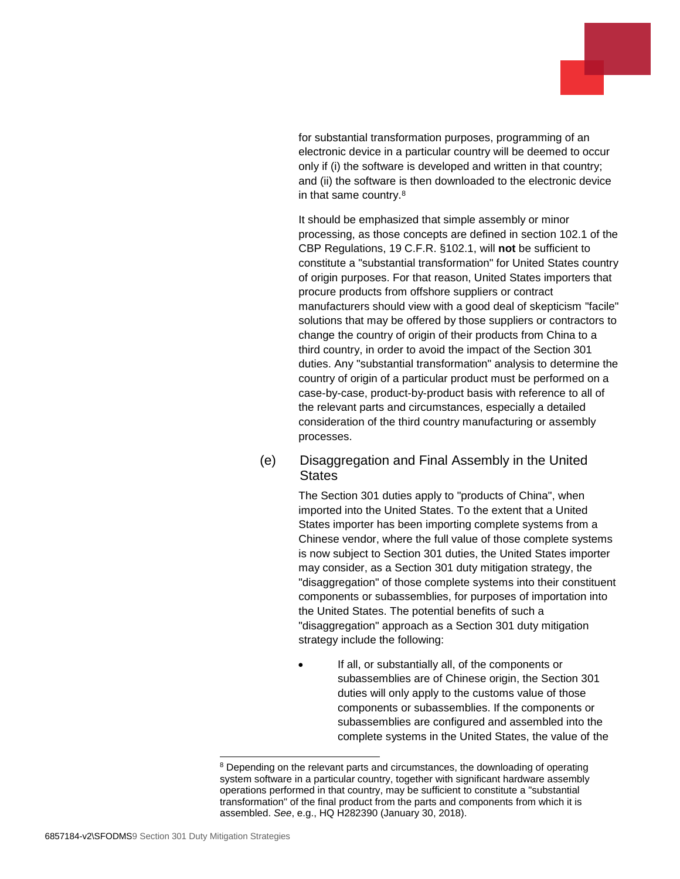for substantial transformation purposes, programming of an electronic device in a particular country will be deemed to occur only if (i) the software is developed and written in that country; and (ii) the software is then downloaded to the electronic device in that same country.[8]

It should be emphasized that simple assembly or minor processing, as those concepts are defined in section 102.1 of the CBP Regulations, 19 C.F.R. §102.1, will **not** be sufficient to constitute a "substantial transformation" for United States country of origin purposes. For that reason, United States importers that procure products from offshore suppliers or contract manufacturers should view with a good deal of skepticism "facile" solutions that may be offered by those suppliers or contractors to change the country of origin of their products from China to a third country, in order to avoid the impact of the Section 301 duties. Any "substantial transformation" analysis to determine the country of origin of a particular product must be performed on a case-by-case, product-by-product basis with reference to all of the relevant parts and circumstances, especially a detailed consideration of the third country manufacturing or assembly processes.

### (e) Disaggregation and Final Assembly in the United States

The Section 301 duties apply to "products of China", when imported into the United States. To the extent that a United States importer has been importing complete systems from a Chinese vendor, where the full value of those complete systems is now subject to Section 301 duties, the United States importer may consider, as a Section 301 duty mitigation strategy, the "disaggregation" of those complete systems into their constituent components or subassemblies, for purposes of importation into the United States. The potential benefits of such a "disaggregation" approach as a Section 301 duty mitigation strategy include the following:

- If all, or substantially all, of the components or subassemblies are of Chinese origin, the Section 301 duties will only apply to the customs value of those components or subassemblies. If the components or subassemblies are configured and assembled into the complete systems in the United States, the value of the

---

[8] Depending on the relevant parts and circumstances, the downloading of operating system software in a particular country, together with significant hardware assembly operations performed in that country, may be sufficient to constitute a "substantial transformation" of the final product from the parts and components from which it is assembled. *See*, e.g., HQ H282390 (January 30, 2018).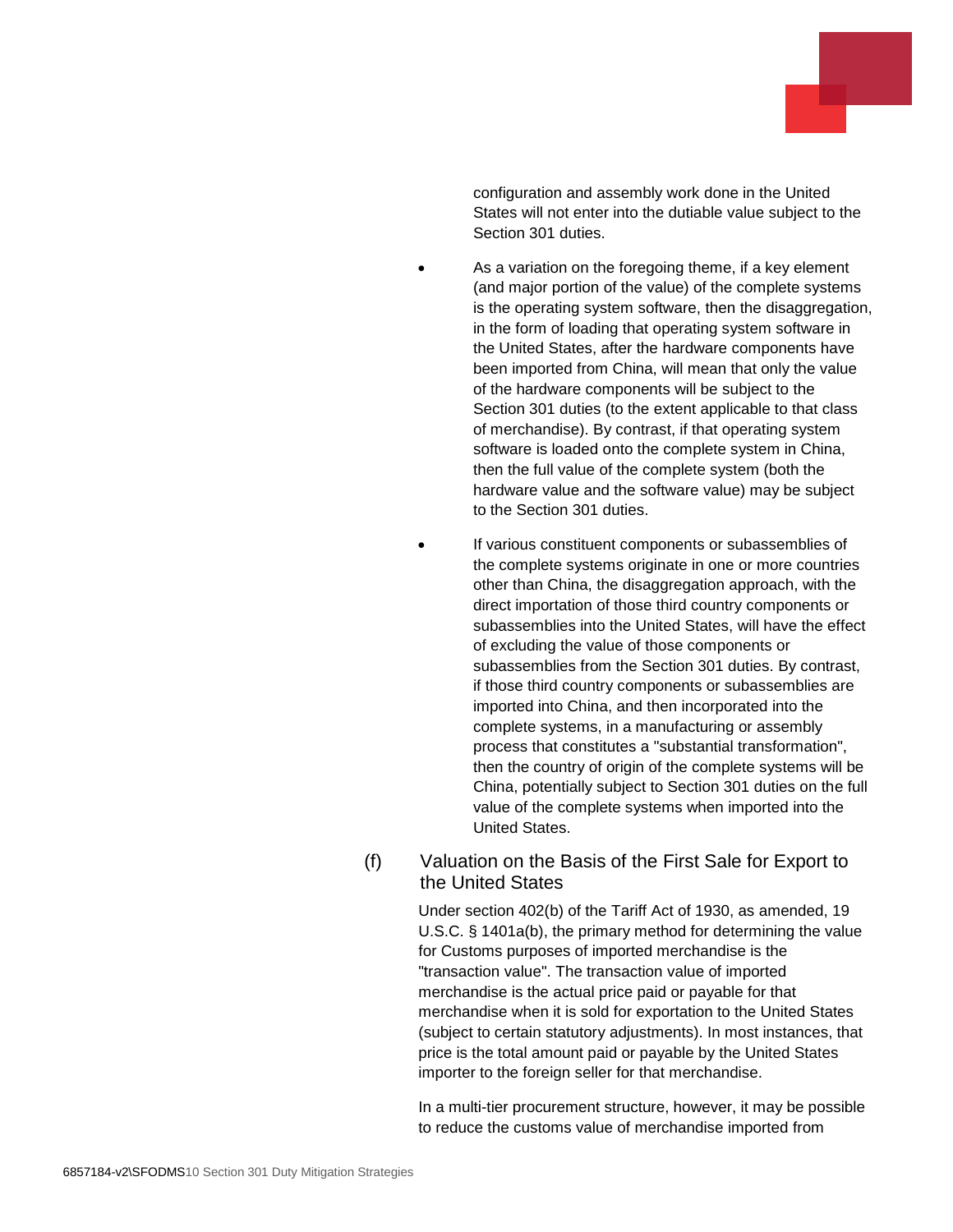configuration and assembly work done in the United States will not enter into the dutiable value subject to the Section 301 duties.

- As a variation on the foregoing theme, if a key element (and major portion of the value) of the complete systems is the operating system software, then the disaggregation, in the form of loading that operating system software in the United States, after the hardware components have been imported from China, will mean that only the value of the hardware components will be subject to the Section 301 duties (to the extent applicable to that class of merchandise). By contrast, if that operating system software is loaded onto the complete system in China, then the full value of the complete system (both the hardware value and the software value) may be subject to the Section 301 duties.

- If various constituent components or subassemblies of the complete systems originate in one or more countries other than China, the disaggregation approach, with the direct importation of those third country components or subassemblies into the United States, will have the effect of excluding the value of those components or subassemblies from the Section 301 duties. By contrast, if those third country components or subassemblies are imported into China, and then incorporated into the complete systems, in a manufacturing or assembly process that constitutes a "substantial transformation", then the country of origin of the complete systems will be China, potentially subject to Section 301 duties on the full value of the complete systems when imported into the United States.

### (f) Valuation on the Basis of the First Sale for Export to the United States

Under section 402(b) of the Tariff Act of 1930, as amended, 19 U.S.C. § 1401a(b), the primary method for determining the value for Customs purposes of imported merchandise is the "transaction value". The transaction value of imported merchandise is the actual price paid or payable for that merchandise when it is sold for exportation to the United States (subject to certain statutory adjustments). In most instances, that price is the total amount paid or payable by the United States importer to the foreign seller for that merchandise.

In a multi-tier procurement structure, however, it may be possible to reduce the customs value of merchandise imported from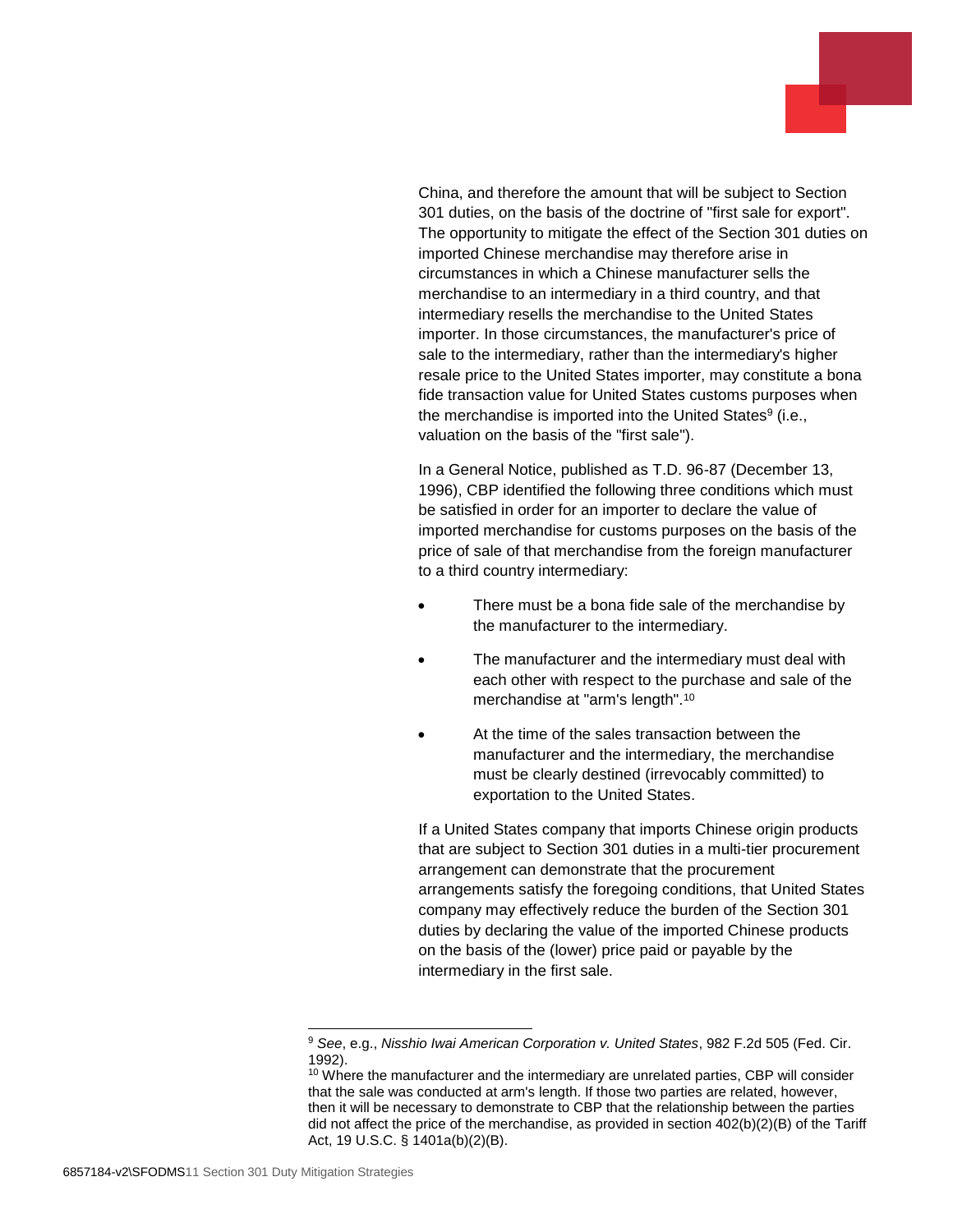China, and therefore the amount that will be subject to Section 301 duties, on the basis of the doctrine of "first sale for export". The opportunity to mitigate the effect of the Section 301 duties on imported Chinese merchandise may therefore arise in circumstances in which a Chinese manufacturer sells the merchandise to an intermediary in a third country, and that intermediary resells the merchandise to the United States importer. In those circumstances, the manufacturer's price of sale to the intermediary, rather than the intermediary's higher resale price to the United States importer, may constitute a bona fide transaction value for United States customs purposes when the merchandise is imported into the United States[9] (i.e., valuation on the basis of the "first sale").

In a General Notice, published as T.D. 96-87 (December 13, 1996), CBP identified the following three conditions which must be satisfied in order for an importer to declare the value of imported merchandise for customs purposes on the basis of the price of sale of that merchandise from the foreign manufacturer to a third country intermediary:

- There must be a bona fide sale of the merchandise by the manufacturer to the intermediary.
- The manufacturer and the intermediary must deal with each other with respect to the purchase and sale of the merchandise at "arm's length".[10]
- At the time of the sales transaction between the manufacturer and the intermediary, the merchandise must be clearly destined (irrevocably committed) to exportation to the United States.

If a United States company that imports Chinese origin products that are subject to Section 301 duties in a multi-tier procurement arrangement can demonstrate that the procurement arrangements satisfy the foregoing conditions, that United States company may effectively reduce the burden of the Section 301 duties by declaring the value of the imported Chinese products on the basis of the (lower) price paid or payable by the intermediary in the first sale.

---

[9] *See*, e.g., *Nisshio Iwai American Corporation v. United States*, 982 F.2d 505 (Fed. Cir. 1992).

[10] Where the manufacturer and the intermediary are unrelated parties, CBP will consider that the sale was conducted at arm's length. If those two parties are related, however, then it will be necessary to demonstrate to CBP that the relationship between the parties did not affect the price of the merchandise, as provided in section 402(b)(2)(B) of the Tariff Act, 19 U.S.C. § 1401a(b)(2)(B).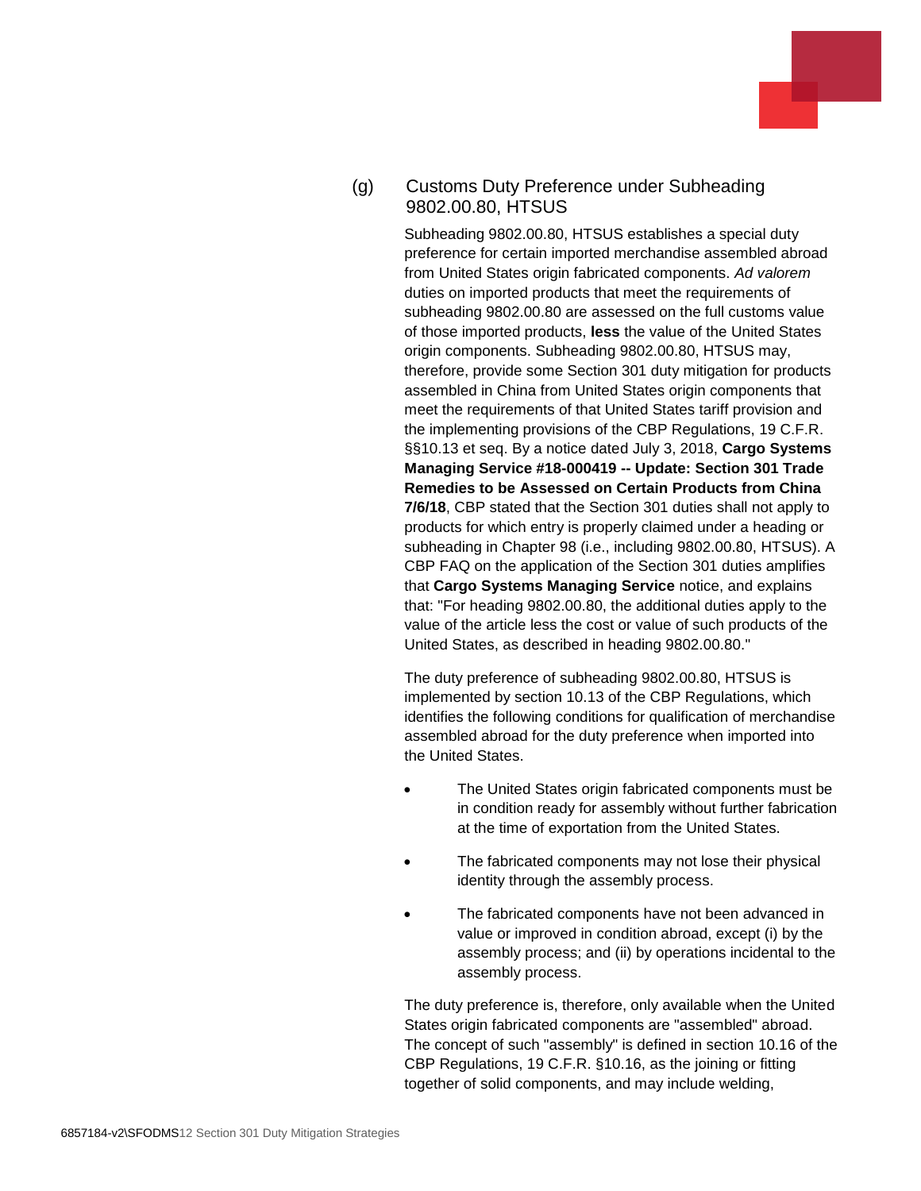### (g) Customs Duty Preference under Subheading 9802.00.80, HTSUS

Subheading 9802.00.80, HTSUS establishes a special duty preference for certain imported merchandise assembled abroad from United States origin fabricated components. *Ad valorem* duties on imported products that meet the requirements of subheading 9802.00.80 are assessed on the full customs value of those imported products, **less** the value of the United States origin components. Subheading 9802.00.80, HTSUS may, therefore, provide some Section 301 duty mitigation for products assembled in China from United States origin components that meet the requirements of that United States tariff provision and the implementing provisions of the CBP Regulations, 19 C.F.R. §§10.13 et seq. By a notice dated July 3, 2018, **Cargo Systems Managing Service #18-000419 -- Update: Section 301 Trade Remedies to be Assessed on Certain Products from China 7/6/18**, CBP stated that the Section 301 duties shall not apply to products for which entry is properly claimed under a heading or subheading in Chapter 98 (i.e., including 9802.00.80, HTSUS). A CBP FAQ on the application of the Section 301 duties amplifies that **Cargo Systems Managing Service** notice, and explains that: "For heading 9802.00.80, the additional duties apply to the value of the article less the cost or value of such products of the United States, as described in heading 9802.00.80."

The duty preference of subheading 9802.00.80, HTSUS is implemented by section 10.13 of the CBP Regulations, which identifies the following conditions for qualification of merchandise assembled abroad for the duty preference when imported into the United States.

- The United States origin fabricated components must be in condition ready for assembly without further fabrication at the time of exportation from the United States.
- The fabricated components may not lose their physical identity through the assembly process.
- The fabricated components have not been advanced in value or improved in condition abroad, except (i) by the assembly process; and (ii) by operations incidental to the assembly process.

The duty preference is, therefore, only available when the United States origin fabricated components are "assembled" abroad. The concept of such "assembly" is defined in section 10.16 of the CBP Regulations, 19 C.F.R. §10.16, as the joining or fitting together of solid components, and may include welding,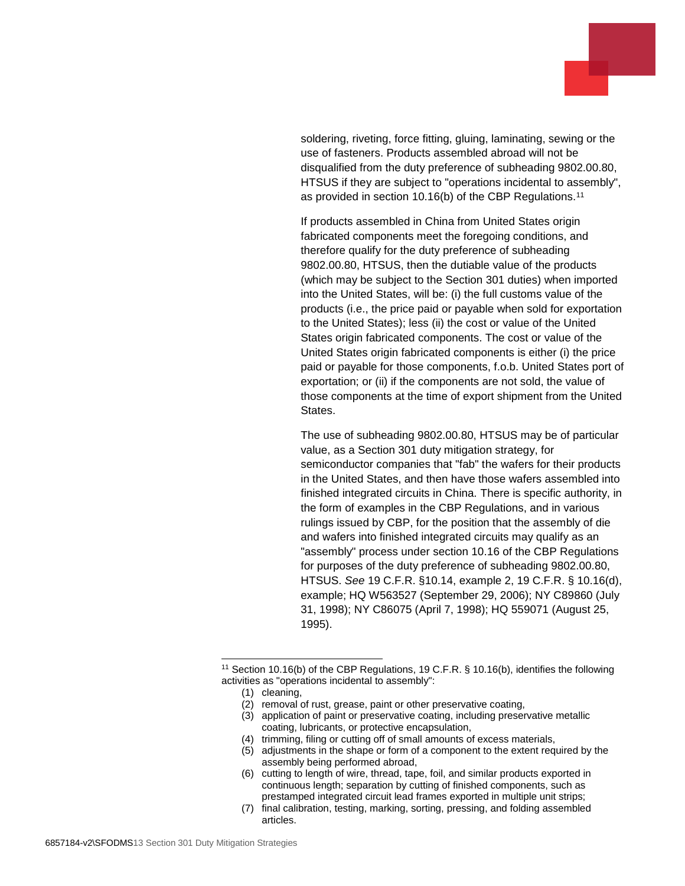soldering, riveting, force fitting, gluing, laminating, sewing or the use of fasteners. Products assembled abroad will not be disqualified from the duty preference of subheading 9802.00.80, HTSUS if they are subject to "operations incidental to assembly", as provided in section 10.16(b) of the CBP Regulations.[11]

If products assembled in China from United States origin fabricated components meet the foregoing conditions, and therefore qualify for the duty preference of subheading 9802.00.80, HTSUS, then the dutiable value of the products (which may be subject to the Section 301 duties) when imported into the United States, will be: (i) the full customs value of the products (i.e., the price paid or payable when sold for exportation to the United States); less (ii) the cost or value of the United States origin fabricated components. The cost or value of the United States origin fabricated components is either (i) the price paid or payable for those components, f.o.b. United States port of exportation; or (ii) if the components are not sold, the value of those components at the time of export shipment from the United States.

The use of subheading 9802.00.80, HTSUS may be of particular value, as a Section 301 duty mitigation strategy, for semiconductor companies that "fab" the wafers for their products in the United States, and then have those wafers assembled into finished integrated circuits in China. There is specific authority, in the form of examples in the CBP Regulations, and in various rulings issued by CBP, for the position that the assembly of die and wafers into finished integrated circuits may qualify as an "assembly" process under section 10.16 of the CBP Regulations for purposes of the duty preference of subheading 9802.00.80, HTSUS. *See* 19 C.F.R. §10.14, example 2, 19 C.F.R. § 10.16(d), example; HQ W563527 (September 29, 2006); NY C89860 (July 31, 1998); NY C86075 (April 7, 1998); HQ 559071 (August 25, 1995).

---

[11] Section 10.16(b) of the CBP Regulations, 19 C.F.R. § 10.16(b), identifies the following activities as "operations incidental to assembly":

(1) cleaning,
(2) removal of rust, grease, paint or other preservative coating,
(3) application of paint or preservative coating, including preservative metallic coating, lubricants, or protective encapsulation,
(4) trimming, filing or cutting off of small amounts of excess materials,
(5) adjustments in the shape or form of a component to the extent required by the assembly being performed abroad,
(6) cutting to length of wire, thread, tape, foil, and similar products exported in continuous length; separation by cutting of finished components, such as prestamped integrated circuit lead frames exported in multiple unit strips;
(7) final calibration, testing, marking, sorting, pressing, and folding assembled articles.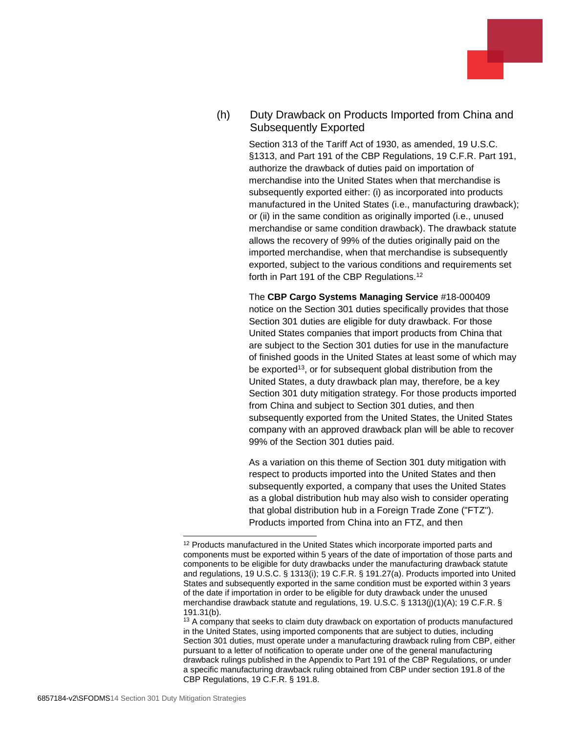### (h) Duty Drawback on Products Imported from China and Subsequently Exported

Section 313 of the Tariff Act of 1930, as amended, 19 U.S.C. §1313, and Part 191 of the CBP Regulations, 19 C.F.R. Part 191, authorize the drawback of duties paid on importation of merchandise into the United States when that merchandise is subsequently exported either: (i) as incorporated into products manufactured in the United States (i.e., manufacturing drawback); or (ii) in the same condition as originally imported (i.e., unused merchandise or same condition drawback). The drawback statute allows the recovery of 99% of the duties originally paid on the imported merchandise, when that merchandise is subsequently exported, subject to the various conditions and requirements set forth in Part 191 of the CBP Regulations.[12]

The **CBP Cargo Systems Managing Service** #18-000409 notice on the Section 301 duties specifically provides that those Section 301 duties are eligible for duty drawback. For those United States companies that import products from China that are subject to the Section 301 duties for use in the manufacture of finished goods in the United States at least some of which may be exported[13], or for subsequent global distribution from the United States, a duty drawback plan may, therefore, be a key Section 301 duty mitigation strategy. For those products imported from China and subject to Section 301 duties, and then subsequently exported from the United States, the United States company with an approved drawback plan will be able to recover 99% of the Section 301 duties paid.

As a variation on this theme of Section 301 duty mitigation with respect to products imported into the United States and then subsequently exported, a company that uses the United States as a global distribution hub may also wish to consider operating that global distribution hub in a Foreign Trade Zone ("FTZ"). Products imported from China into an FTZ, and then

---

[12] Products manufactured in the United States which incorporate imported parts and components must be exported within 5 years of the date of importation of those parts and components to be eligible for duty drawbacks under the manufacturing drawback statute and regulations, 19 U.S.C. § 1313(i); 19 C.F.R. § 191.27(a). Products imported into United States and subsequently exported in the same condition must be exported within 3 years of the date if importation in order to be eligible for duty drawback under the unused merchandise drawback statute and regulations, 19. U.S.C. § 1313(j)(1)(A); 19 C.F.R. § 191.31(b).

[13] A company that seeks to claim duty drawback on exportation of products manufactured in the United States, using imported components that are subject to duties, including Section 301 duties, must operate under a manufacturing drawback ruling from CBP, either pursuant to a letter of notification to operate under one of the general manufacturing drawback rulings published in the Appendix to Part 191 of the CBP Regulations, or under a specific manufacturing drawback ruling obtained from CBP under section 191.8 of the CBP Regulations, 19 C.F.R. § 191.8.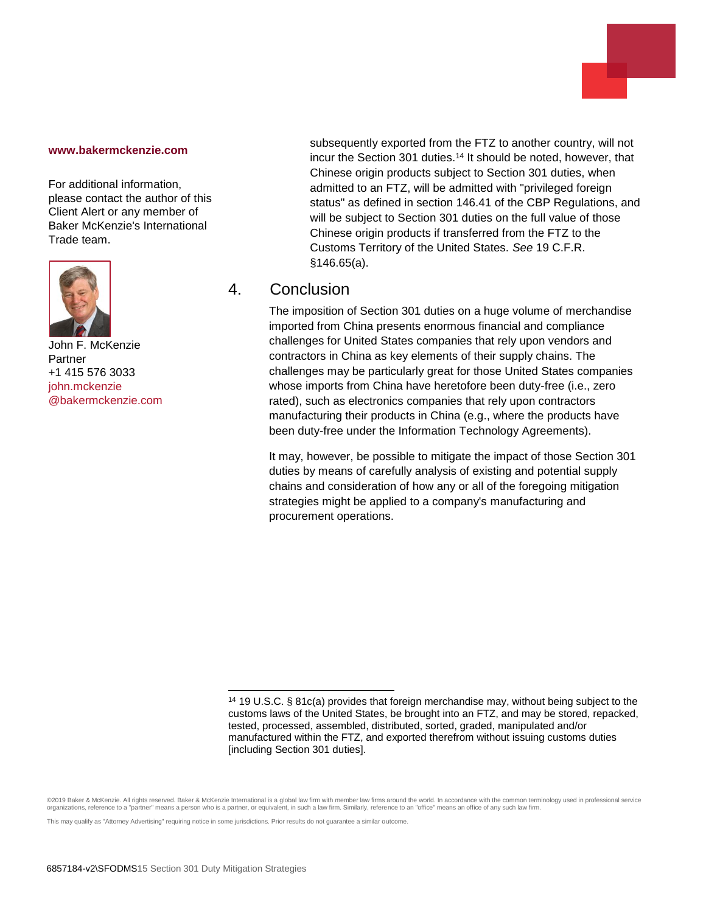subsequently exported from the FTZ to another country, will not incur the Section 301 duties.[14] It should be noted, however, that Chinese origin products subject to Section 301 duties, when admitted to an FTZ, will be admitted with "privileged foreign status" as defined in section 146.41 of the CBP Regulations, and will be subject to Section 301 duties on the full value of those Chinese origin products if transferred from the FTZ to the Customs Territory of the United States. *See* 19 C.F.R. §146.65(a).

## 4. Conclusion

The imposition of Section 301 duties on a huge volume of merchandise imported from China presents enormous financial and compliance challenges for United States companies that rely upon vendors and contractors in China as key elements of their supply chains. The challenges may be particularly great for those United States companies whose imports from China have heretofore been duty-free (i.e., zero rated), such as electronics companies that rely upon contractors manufacturing their products in China (e.g., where the products have been duty-free under the Information Technology Agreements).

It may, however, be possible to mitigate the impact of those Section 301 duties by means of carefully analysis of existing and potential supply chains and consideration of how any or all of the foregoing mitigation strategies might be applied to a company's manufacturing and procurement operations.

**www.bakermckenzie.com**

For additional information, please contact the author of this Client Alert or any member of Baker McKenzie's International Trade team.

John F. McKenzie
Partner
+1 415 576 3033
john.mckenzie@bakermckenzie.com

[14] 19 U.S.C. § 81c(a) provides that foreign merchandise may, without being subject to the customs laws of the United States, be brought into an FTZ, and may be stored, repacked, tested, processed, assembled, distributed, sorted, graded, manipulated and/or manufactured within the FTZ, and exported therefrom without issuing customs duties [including Section 301 duties].

©2019 Baker & McKenzie. All rights reserved. Baker & McKenzie International is a global law firm with member law firms around the world. In accordance with the common terminology used in professional service organizations, reference to a "partner" means a person who is a partner, or equivalent, in such a law firm. Similarly, reference to an "office" means an office of any such law firm.

This may qualify as "Attorney Advertising" requiring notice in some jurisdictions. Prior results do not guarantee a similar outcome.